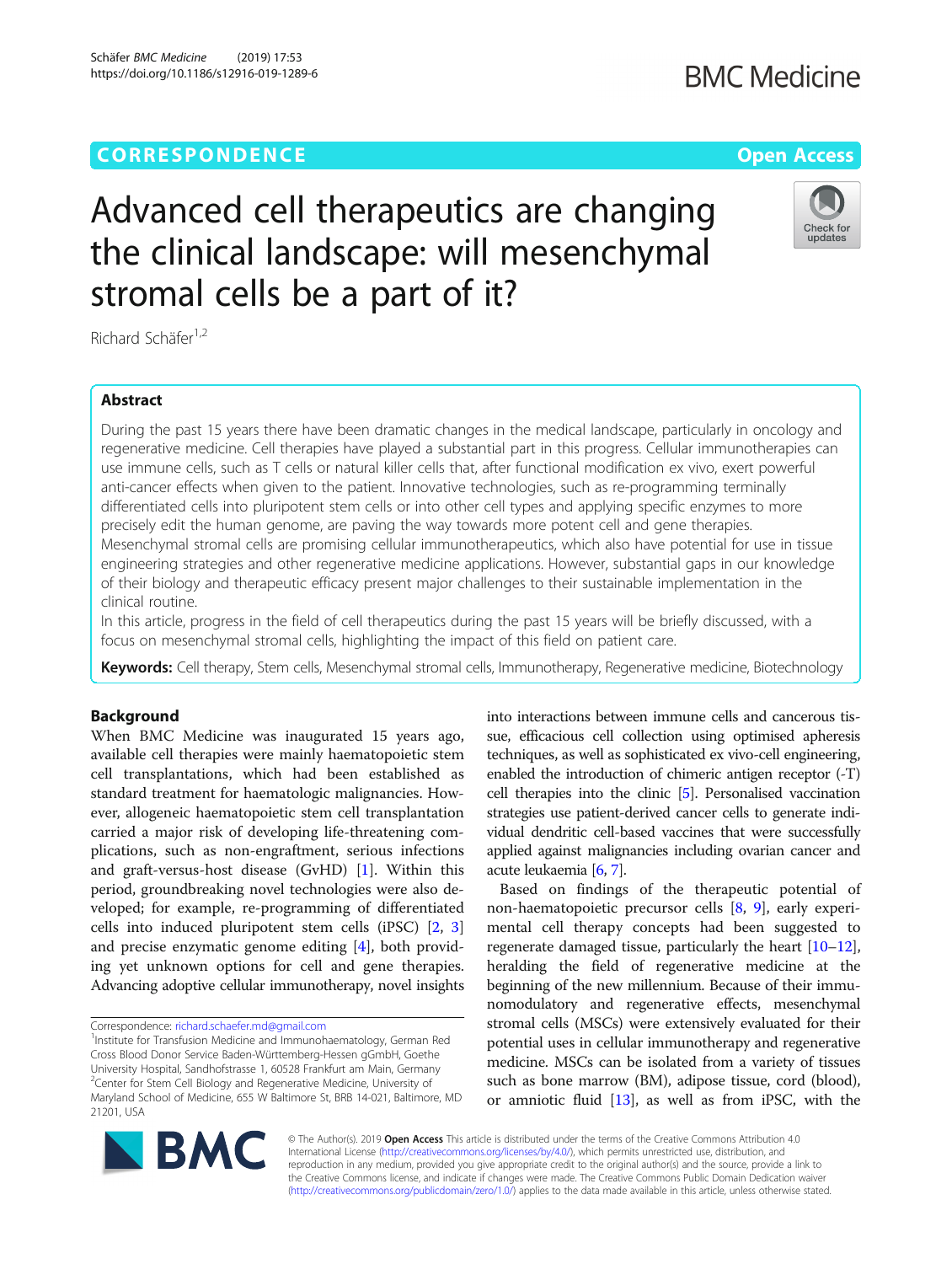CORRESPONDENCE

Open Access

# Advanced cell therapeutics are changing the clinical landscape: will mesenchymal stromal cells be a part of it?

Richard Schäfer[1,2]

## Abstract

During the past 15 years there have been dramatic changes in the medical landscape, particularly in oncology and regenerative medicine. Cell therapies have played a substantial part in this progress. Cellular immunotherapies can use immune cells, such as T cells or natural killer cells that, after functional modification ex vivo, exert powerful anti-cancer effects when given to the patient. Innovative technologies, such as re-programming terminally differentiated cells into pluripotent stem cells or into other cell types and applying specific enzymes to more precisely edit the human genome, are paving the way towards more potent cell and gene therapies. Mesenchymal stromal cells are promising cellular immunotherapeutics, which also have potential for use in tissue engineering strategies and other regenerative medicine applications. However, substantial gaps in our knowledge of their biology and therapeutic efficacy present major challenges to their sustainable implementation in the clinical routine.

In this article, progress in the field of cell therapeutics during the past 15 years will be briefly discussed, with a focus on mesenchymal stromal cells, highlighting the impact of this field on patient care.

**Keywords:** Cell therapy, Stem cells, Mesenchymal stromal cells, Immunotherapy, Regenerative medicine, Biotechnology

## Background

When BMC Medicine was inaugurated 15 years ago, available cell therapies were mainly haematopoietic stem cell transplantations, which had been established as standard treatment for haematologic malignancies. However, allogeneic haematopoietic stem cell transplantation carried a major risk of developing life-threatening complications, such as non-engraftment, serious infections and graft-versus-host disease (GvHD) [1]. Within this period, groundbreaking novel technologies were also developed; for example, re-programming of differentiated cells into induced pluripotent stem cells (iPSC) [2, 3] and precise enzymatic genome editing [4], both providing yet unknown options for cell and gene therapies. Advancing adoptive cellular immunotherapy, novel insights into interactions between immune cells and cancerous tissue, efficacious cell collection using optimised apheresis techniques, as well as sophisticated ex vivo-cell engineering, enabled the introduction of chimeric antigen receptor (-T) cell therapies into the clinic [5]. Personalised vaccination strategies use patient-derived cancer cells to generate individual dendritic cell-based vaccines that were successfully applied against malignancies including ovarian cancer and acute leukaemia [6, 7].

Based on findings of the therapeutic potential of non-haematopoietic precursor cells [8, 9], early experimental cell therapy concepts had been suggested to regenerate damaged tissue, particularly the heart [10–12], heralding the field of regenerative medicine at the beginning of the new millennium. Because of their immunomodulatory and regenerative effects, mesenchymal stromal cells (MSCs) were extensively evaluated for their potential uses in cellular immunotherapy and regenerative medicine. MSCs can be isolated from a variety of tissues such as bone marrow (BM), adipose tissue, cord (blood), or amniotic fluid [13], as well as from iPSC, with the

Correspondence: richard.schaefer.md@gmail.com

[1]Institute for Transfusion Medicine and Immunohaematology, German Red Cross Blood Donor Service Baden-Württemberg-Hessen gGmbH, Goethe University Hospital, Sandhofstrasse 1, 60528 Frankfurt am Main, Germany

[2]Center for Stem Cell Biology and Regenerative Medicine, University of Maryland School of Medicine, 655 W Baltimore St, BRB 14-021, Baltimore, MD 21201, USA

© The Author(s). 2019 **Open Access** This article is distributed under the terms of the Creative Commons Attribution 4.0 International License (http://creativecommons.org/licenses/by/4.0/), which permits unrestricted use, distribution, and reproduction in any medium, provided you give appropriate credit to the original author(s) and the source, provide a link to the Creative Commons license, and indicate if changes were made. The Creative Commons Public Domain Dedication waiver (http://creativecommons.org/publicdomain/zero/1.0/) applies to the data made available in this article, unless otherwise stated.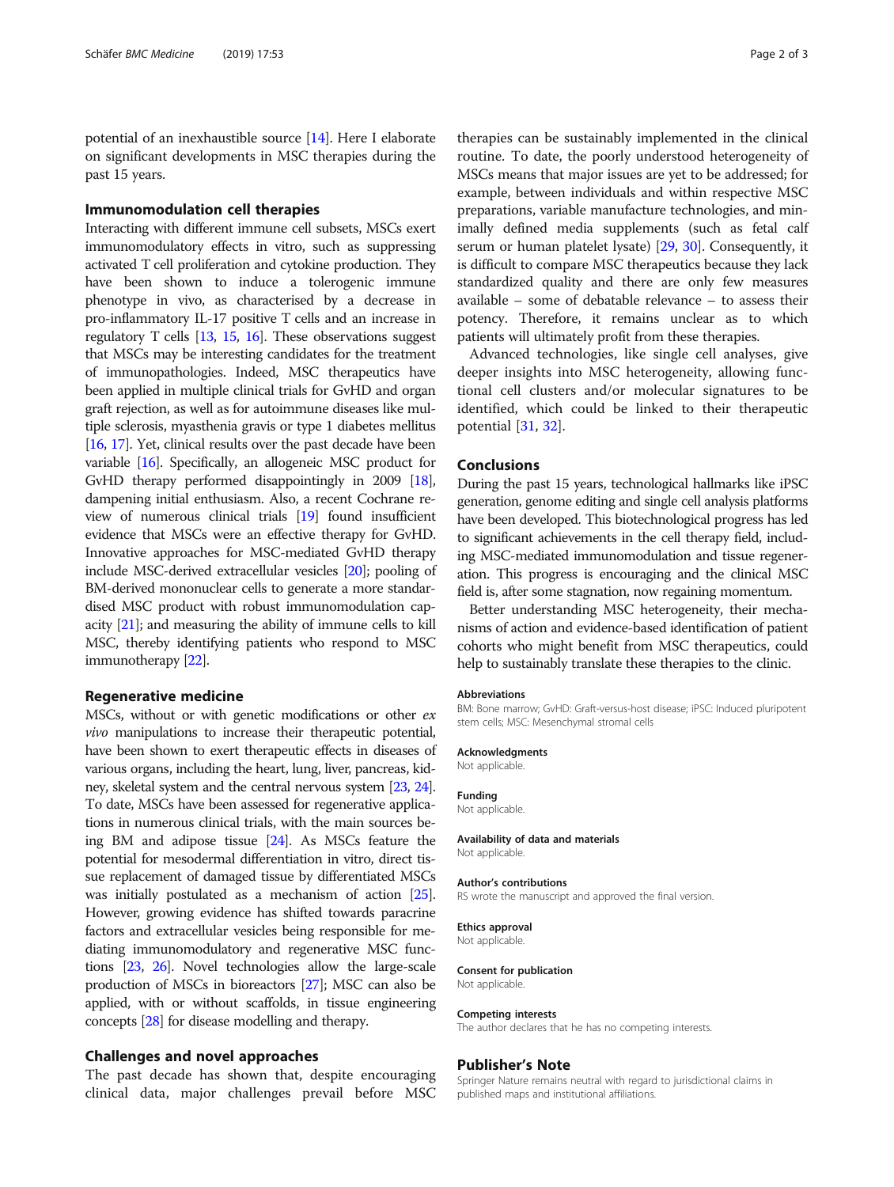potential of an inexhaustible source [14]. Here I elaborate on significant developments in MSC therapies during the past 15 years.

## Immunomodulation cell therapies

Interacting with different immune cell subsets, MSCs exert immunomodulatory effects in vitro, such as suppressing activated T cell proliferation and cytokine production. They have been shown to induce a tolerogenic immune phenotype in vivo, as characterised by a decrease in pro-inflammatory IL-17 positive T cells and an increase in regulatory T cells [13, 15, 16]. These observations suggest that MSCs may be interesting candidates for the treatment of immunopathologies. Indeed, MSC therapeutics have been applied in multiple clinical trials for GvHD and organ graft rejection, as well as for autoimmune diseases like multiple sclerosis, myasthenia gravis or type 1 diabetes mellitus [16, 17]. Yet, clinical results over the past decade have been variable [16]. Specifically, an allogeneic MSC product for GvHD therapy performed disappointingly in 2009 [18], dampening initial enthusiasm. Also, a recent Cochrane review of numerous clinical trials [19] found insufficient evidence that MSCs were an effective therapy for GvHD. Innovative approaches for MSC-mediated GvHD therapy include MSC-derived extracellular vesicles [20]; pooling of BM-derived mononuclear cells to generate a more standardised MSC product with robust immunomodulation capacity [21]; and measuring the ability of immune cells to kill MSC, thereby identifying patients who respond to MSC immunotherapy [22].

## Regenerative medicine

MSCs, without or with genetic modifications or other *ex vivo* manipulations to increase their therapeutic potential, have been shown to exert therapeutic effects in diseases of various organs, including the heart, lung, liver, pancreas, kidney, skeletal system and the central nervous system [23, 24]. To date, MSCs have been assessed for regenerative applications in numerous clinical trials, with the main sources being BM and adipose tissue [24]. As MSCs feature the potential for mesodermal differentiation in vitro, direct tissue replacement of damaged tissue by differentiated MSCs was initially postulated as a mechanism of action [25]. However, growing evidence has shifted towards paracrine factors and extracellular vesicles being responsible for mediating immunomodulatory and regenerative MSC functions [23, 26]. Novel technologies allow the large-scale production of MSCs in bioreactors [27]; MSC can also be applied, with or without scaffolds, in tissue engineering concepts [28] for disease modelling and therapy.

## Challenges and novel approaches

The past decade has shown that, despite encouraging clinical data, major challenges prevail before MSC therapies can be sustainably implemented in the clinical routine. To date, the poorly understood heterogeneity of MSCs means that major issues are yet to be addressed; for example, between individuals and within respective MSC preparations, variable manufacture technologies, and minimally defined media supplements (such as fetal calf serum or human platelet lysate) [29, 30]. Consequently, it is difficult to compare MSC therapeutics because they lack standardized quality and there are only few measures available – some of debatable relevance – to assess their potency. Therefore, it remains unclear as to which patients will ultimately profit from these therapies.

Advanced technologies, like single cell analyses, give deeper insights into MSC heterogeneity, allowing functional cell clusters and/or molecular signatures to be identified, which could be linked to their therapeutic potential [31, 32].

## Conclusions

During the past 15 years, technological hallmarks like iPSC generation, genome editing and single cell analysis platforms have been developed. This biotechnological progress has led to significant achievements in the cell therapy field, including MSC-mediated immunomodulation and tissue regeneration. This progress is encouraging and the clinical MSC field is, after some stagnation, now regaining momentum.

Better understanding MSC heterogeneity, their mechanisms of action and evidence-based identification of patient cohorts who might benefit from MSC therapeutics, could help to sustainably translate these therapies to the clinic.

#### Abbreviations

BM: Bone marrow; GvHD: Graft-versus-host disease; iPSC: Induced pluripotent stem cells; MSC: Mesenchymal stromal cells

#### Acknowledgments

Not applicable.

#### Funding

Not applicable.

#### Availability of data and materials

Not applicable.

#### Author's contributions

RS wrote the manuscript and approved the final version.

#### Ethics approval

Not applicable.

#### Consent for publication

Not applicable.

#### Competing interests

The author declares that he has no competing interests.

## Publisher's Note

Springer Nature remains neutral with regard to jurisdictional claims in published maps and institutional affiliations.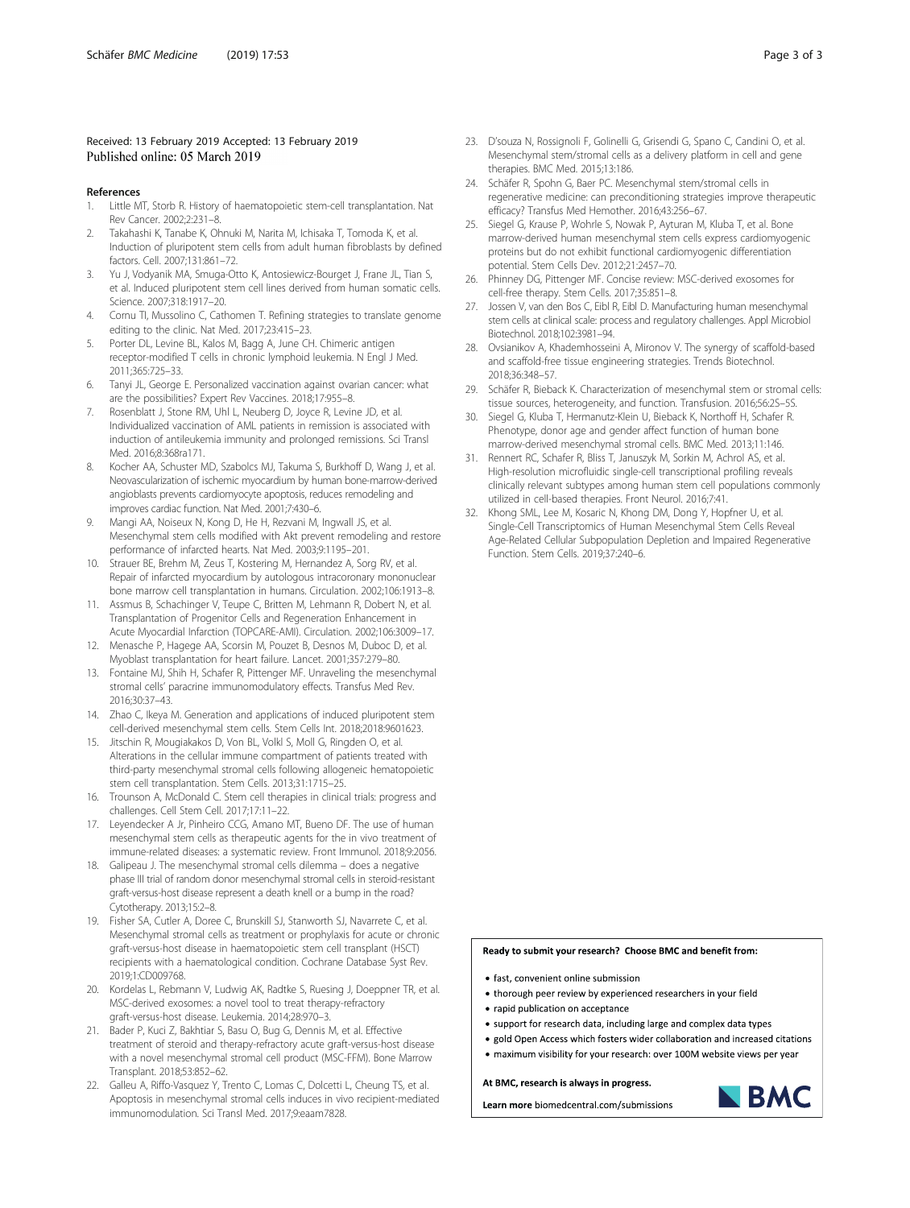Received: 13 February 2019 Accepted: 13 February 2019
Published online: 05 March 2019

## References

1. Little MT, Storb R. History of haematopoietic stem-cell transplantation. Nat Rev Cancer. 2002;2:231–8.
2. Takahashi K, Tanabe K, Ohnuki M, Narita M, Ichisaka T, Tomoda K, et al. Induction of pluripotent stem cells from adult human fibroblasts by defined factors. Cell. 2007;131:861–72.
3. Yu J, Vodyanik MA, Smuga-Otto K, Antosiewicz-Bourget J, Frane JL, Tian S, et al. Induced pluripotent stem cell lines derived from human somatic cells. Science. 2007;318:1917–20.
4. Cornu TI, Mussolino C, Cathomen T. Refining strategies to translate genome editing to the clinic. Nat Med. 2017;23:415–23.
5. Porter DL, Levine BL, Kalos M, Bagg A, June CH. Chimeric antigen receptor-modified T cells in chronic lymphoid leukemia. N Engl J Med. 2011;365:725–33.
6. Tanyi JL, George E. Personalized vaccination against ovarian cancer: what are the possibilities? Expert Rev Vaccines. 2018;17:955–8.
7. Rosenblatt J, Stone RM, Uhl L, Neuberg D, Joyce R, Levine JD, et al. Individualized vaccination of AML patients in remission is associated with induction of antileukemia immunity and prolonged remissions. Sci Transl Med. 2016;8:368ra171.
8. Kocher AA, Schuster MD, Szabolcs MJ, Takuma S, Burkhoff D, Wang J, et al. Neovascularization of ischemic myocardium by human bone-marrow-derived angioblasts prevents cardiomyocyte apoptosis, reduces remodeling and improves cardiac function. Nat Med. 2001;7:430–6.
9. Mangi AA, Noiseux N, Kong D, He H, Rezvani M, Ingwall JS, et al. Mesenchymal stem cells modified with Akt prevent remodeling and restore performance of infarcted hearts. Nat Med. 2003;9:1195–201.
10. Strauer BE, Brehm M, Zeus T, Kostering M, Hernandez A, Sorg RV, et al. Repair of infarcted myocardium by autologous intracoronary mononuclear bone marrow cell transplantation in humans. Circulation. 2002;106:1913–8.
11. Assmus B, Schachinger V, Teupe C, Britten M, Lehmann R, Dobert N, et al. Transplantation of Progenitor Cells and Regeneration Enhancement in Acute Myocardial Infarction (TOPCARE-AMI). Circulation. 2002;106:3009–17.
12. Menasche P, Hagege AA, Scorsin M, Pouzet B, Desnos M, Duboc D, et al. Myoblast transplantation for heart failure. Lancet. 2001;357:279–80.
13. Fontaine MJ, Shih H, Schafer R, Pittenger MF. Unraveling the mesenchymal stromal cells' paracrine immunomodulatory effects. Transfus Med Rev. 2016;30:37–43.
14. Zhao C, Ikeya M. Generation and applications of induced pluripotent stem cell-derived mesenchymal stem cells. Stem Cells Int. 2018;2018:9601623.
15. Jitschin R, Mougiakakos D, Von BL, Volkl S, Moll G, Ringden O, et al. Alterations in the cellular immune compartment of patients treated with third-party mesenchymal stromal cells following allogeneic hematopoietic stem cell transplantation. Stem Cells. 2013;31:1715–25.
16. Trounson A, McDonald C. Stem cell therapies in clinical trials: progress and challenges. Cell Stem Cell. 2017;17:11–22.
17. Leyendecker A Jr, Pinheiro CCG, Amano MT, Bueno DF. The use of human mesenchymal stem cells as therapeutic agents for the in vivo treatment of immune-related diseases: a systematic review. Front Immunol. 2018;9:2056.
18. Galipeau J. The mesenchymal stromal cells dilemma – does a negative phase III trial of random donor mesenchymal stromal cells in steroid-resistant graft-versus-host disease represent a death knell or a bump in the road? Cytotherapy. 2013;15:2–8.
19. Fisher SA, Cutler A, Doree C, Brunskill SJ, Stanworth SJ, Navarrete C, et al. Mesenchymal stromal cells as treatment or prophylaxis for acute or chronic graft-versus-host disease in haematopoietic stem cell transplant (HSCT) recipients with a haematological condition. Cochrane Database Syst Rev. 2019;1:CD009768.
20. Kordelas L, Rebmann V, Ludwig AK, Radtke S, Ruesing J, Doeppner TR, et al. MSC-derived exosomes: a novel tool to treat therapy-refractory graft-versus-host disease. Leukemia. 2014;28:970–3.
21. Bader P, Kuci Z, Bakhtiar S, Basu O, Bug G, Dennis M, et al. Effective treatment of steroid and therapy-refractory acute graft-versus-host disease with a novel mesenchymal stromal cell product (MSC-FFM). Bone Marrow Transplant. 2018;53:852–62.
22. Galleu A, Riffo-Vasquez Y, Trento C, Lomas C, Dolcetti L, Cheung TS, et al. Apoptosis in mesenchymal stromal cells induces in vivo recipient-mediated immunomodulation. Sci Transl Med. 2017;9:eaam7828.
23. D'souza N, Rossignoli F, Golinelli G, Grisendi G, Spano C, Candini O, et al. Mesenchymal stem/stromal cells as a delivery platform in cell and gene therapies. BMC Med. 2015;13:186.
24. Schäfer R, Spohn G, Baer PC. Mesenchymal stem/stromal cells in regenerative medicine: can preconditioning strategies improve therapeutic efficacy? Transfus Med Hemother. 2016;43:256–67.
25. Siegel G, Krause P, Wohrle S, Nowak P, Ayturan M, Kluba T, et al. Bone marrow-derived human mesenchymal stem cells express cardiomyogenic proteins but do not exhibit functional cardiomyogenic differentiation potential. Stem Cells Dev. 2012;21:2457–70.
26. Phinney DG, Pittenger MF. Concise review: MSC-derived exosomes for cell-free therapy. Stem Cells. 2017;35:851–8.
27. Jossen V, van den Bos C, Eibl R, Eibl D. Manufacturing human mesenchymal stem cells at clinical scale: process and regulatory challenges. Appl Microbiol Biotechnol. 2018;102:3981–94.
28. Ovsianikov A, Khademhosseini A, Mironov V. The synergy of scaffold-based and scaffold-free tissue engineering strategies. Trends Biotechnol. 2018;36:348–57.
29. Schäfer R, Bieback K. Characterization of mesenchymal stem or stromal cells: tissue sources, heterogeneity, and function. Transfusion. 2016;56:2S–5S.
30. Siegel G, Kluba T, Hermanutz-Klein U, Bieback K, Northoff H, Schafer R. Phenotype, donor age and gender affect function of human bone marrow-derived mesenchymal stromal cells. BMC Med. 2013;11:146.
31. Rennert RC, Schafer R, Bliss T, Januszyk M, Sorkin M, Achrol AS, et al. High-resolution microfluidic single-cell transcriptional profiling reveals clinically relevant subtypes among human stem cell populations commonly utilized in cell-based therapies. Front Neurol. 2016;7:41.
32. Khong SML, Lee M, Kosaric N, Khong DM, Dong Y, Hopfner U, et al. Single-Cell Transcriptomics of Human Mesenchymal Stem Cells Reveal Age-Related Cellular Subpopulation Depletion and Impaired Regenerative Function. Stem Cells. 2019;37:240–6.

**Ready to submit your research? Choose BMC and benefit from:**

- fast, convenient online submission
- thorough peer review by experienced researchers in your field
- rapid publication on acceptance
- support for research data, including large and complex data types
- gold Open Access which fosters wider collaboration and increased citations
- maximum visibility for your research: over 100M website views per year

**At BMC, research is always in progress.**

**Learn more** biomedcentral.com/submissions